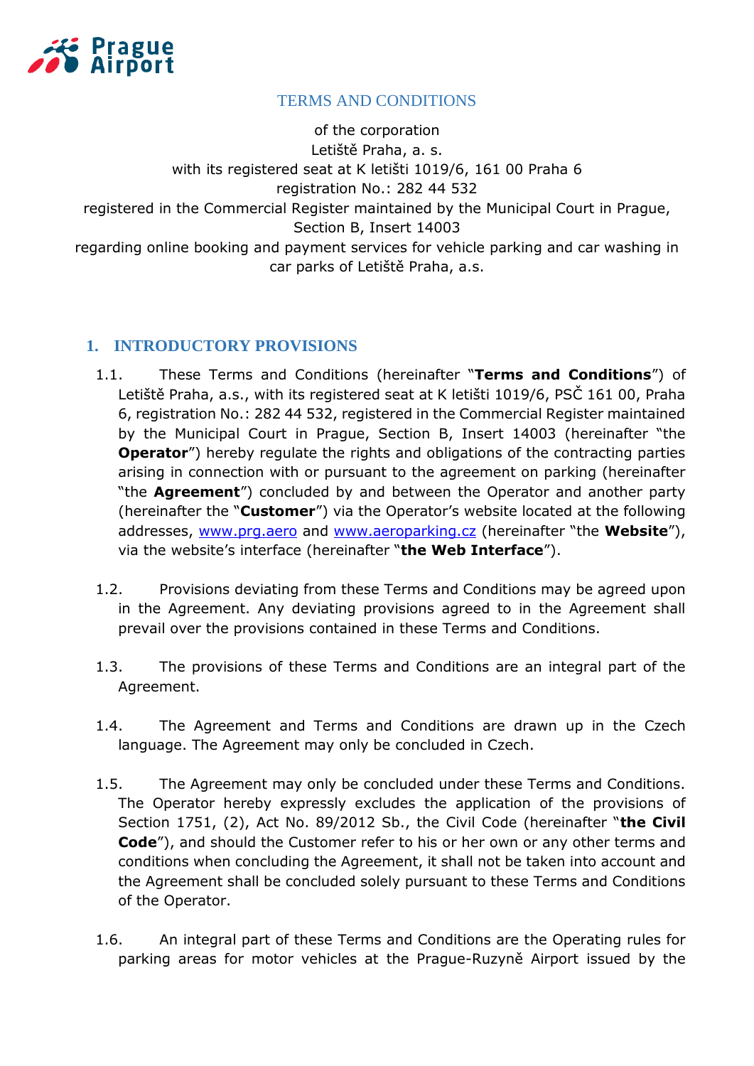# TERMS AND CONDITIONS

of the corporation
Letiště Praha, a. s.
with its registered seat at K letišti 1019/6, 161 00 Praha 6
registration No.: 282 44 532
registered in the Commercial Register maintained by the Municipal Court in Prague, Section B, Insert 14003
regarding online booking and payment services for vehicle parking and car washing in car parks of Letiště Praha, a.s.

## 1. INTRODUCTORY PROVISIONS

1.1. These Terms and Conditions (hereinafter "**Terms and Conditions**") of Letiště Praha, a.s., with its registered seat at K letišti 1019/6, PSČ 161 00, Praha 6, registration No.: 282 44 532, registered in the Commercial Register maintained by the Municipal Court in Prague, Section B, Insert 14003 (hereinafter "the **Operator**") hereby regulate the rights and obligations of the contracting parties arising in connection with or pursuant to the agreement on parking (hereinafter "the **Agreement**") concluded by and between the Operator and another party (hereinafter the "**Customer**") via the Operator's website located at the following addresses, www.prg.aero and www.aeroparking.cz (hereinafter "the **Website**"), via the website's interface (hereinafter "**the Web Interface**").

1.2. Provisions deviating from these Terms and Conditions may be agreed upon in the Agreement. Any deviating provisions agreed to in the Agreement shall prevail over the provisions contained in these Terms and Conditions.

1.3. The provisions of these Terms and Conditions are an integral part of the Agreement.

1.4. The Agreement and Terms and Conditions are drawn up in the Czech language. The Agreement may only be concluded in Czech.

1.5. The Agreement may only be concluded under these Terms and Conditions. The Operator hereby expressly excludes the application of the provisions of Section 1751, (2), Act No. 89/2012 Sb., the Civil Code (hereinafter "**the Civil Code**"), and should the Customer refer to his or her own or any other terms and conditions when concluding the Agreement, it shall not be taken into account and the Agreement shall be concluded solely pursuant to these Terms and Conditions of the Operator.

1.6. An integral part of these Terms and Conditions are the Operating rules for parking areas for motor vehicles at the Prague-Ruzyně Airport issued by the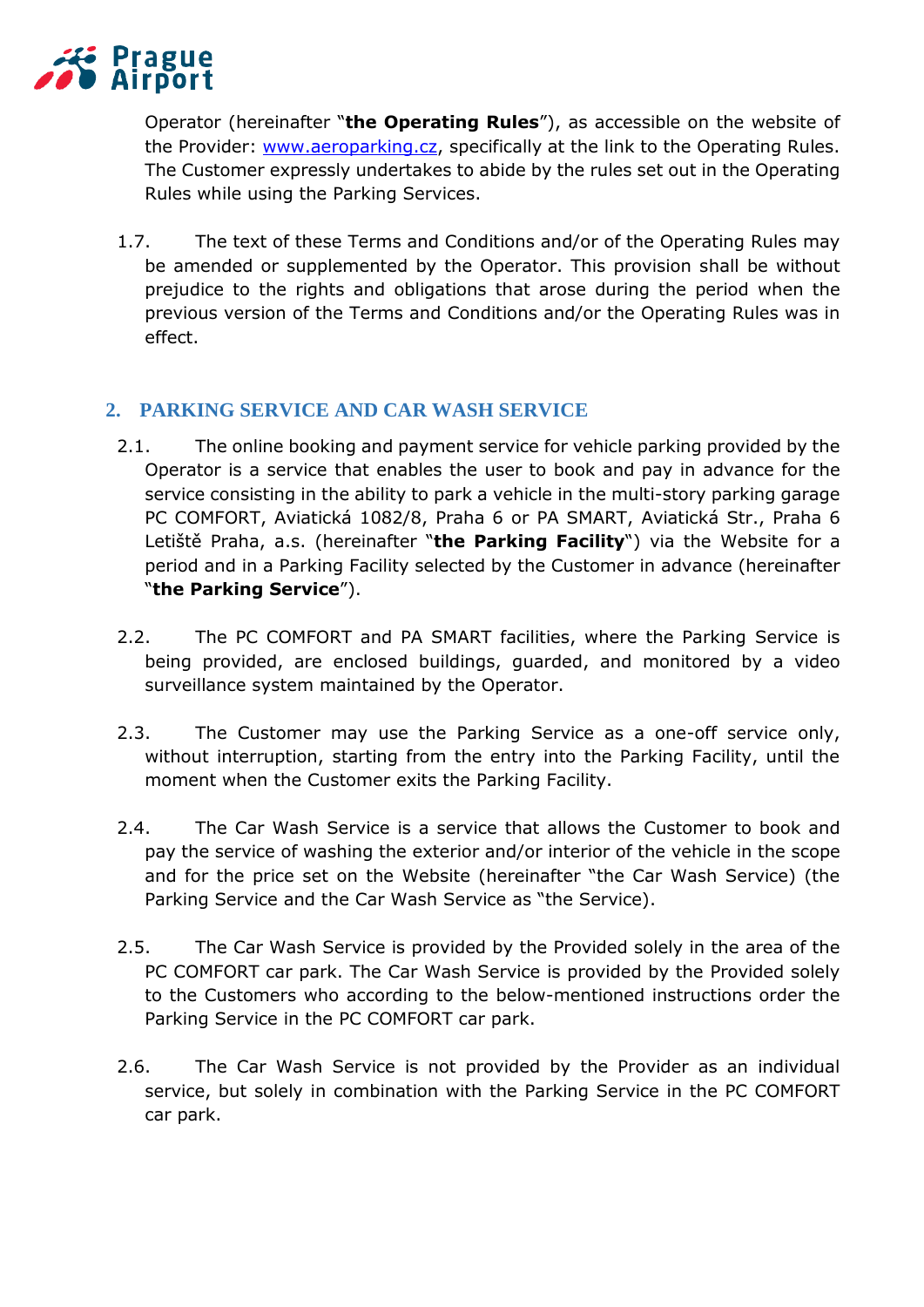Operator (hereinafter "**the Operating Rules**"), as accessible on the website of the Provider: [www.aeroparking.cz](www.aeroparking.cz), specifically at the link to the Operating Rules. The Customer expressly undertakes to abide by the rules set out in the Operating Rules while using the Parking Services.

1.7. The text of these Terms and Conditions and/or of the Operating Rules may be amended or supplemented by the Operator. This provision shall be without prejudice to the rights and obligations that arose during the period when the previous version of the Terms and Conditions and/or the Operating Rules was in effect.

## 2. PARKING SERVICE AND CAR WASH SERVICE

2.1. The online booking and payment service for vehicle parking provided by the Operator is a service that enables the user to book and pay in advance for the service consisting in the ability to park a vehicle in the multi-story parking garage PC COMFORT, Aviatická 1082/8, Praha 6 or PA SMART, Aviatická Str., Praha 6 Letiště Praha, a.s. (hereinafter "**the Parking Facility**") via the Website for a period and in a Parking Facility selected by the Customer in advance (hereinafter "**the Parking Service**").

2.2. The PC COMFORT and PA SMART facilities, where the Parking Service is being provided, are enclosed buildings, guarded, and monitored by a video surveillance system maintained by the Operator.

2.3. The Customer may use the Parking Service as a one-off service only, without interruption, starting from the entry into the Parking Facility, until the moment when the Customer exits the Parking Facility.

2.4. The Car Wash Service is a service that allows the Customer to book and pay the service of washing the exterior and/or interior of the vehicle in the scope and for the price set on the Website (hereinafter "the Car Wash Service) (the Parking Service and the Car Wash Service as "the Service).

2.5. The Car Wash Service is provided by the Provided solely in the area of the PC COMFORT car park. The Car Wash Service is provided by the Provided solely to the Customers who according to the below-mentioned instructions order the Parking Service in the PC COMFORT car park.

2.6. The Car Wash Service is not provided by the Provider as an individual service, but solely in combination with the Parking Service in the PC COMFORT car park.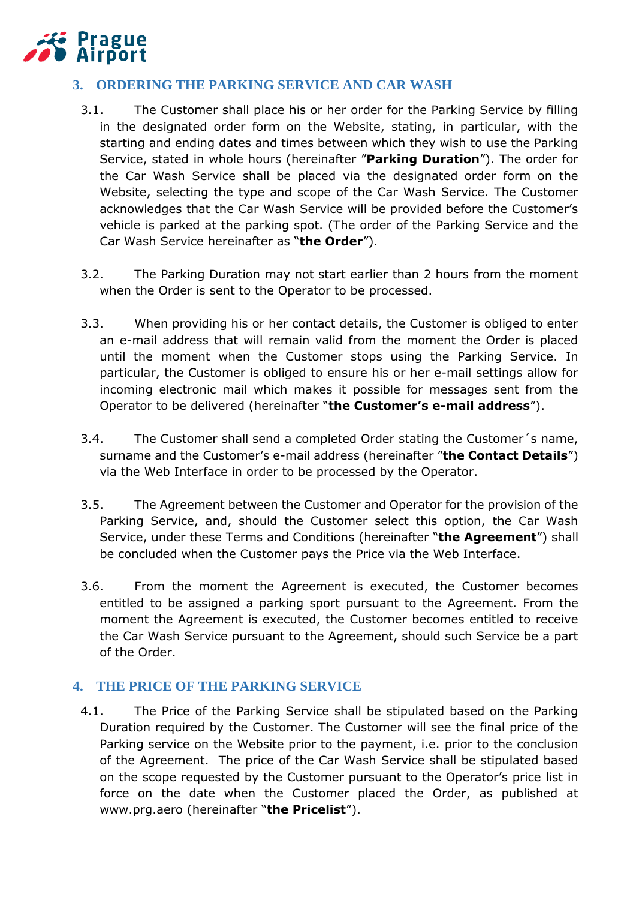## 3. ORDERING THE PARKING SERVICE AND CAR WASH

3.1. The Customer shall place his or her order for the Parking Service by filling in the designated order form on the Website, stating, in particular, with the starting and ending dates and times between which they wish to use the Parking Service, stated in whole hours (hereinafter "**Parking Duration**"). The order for the Car Wash Service shall be placed via the designated order form on the Website, selecting the type and scope of the Car Wash Service. The Customer acknowledges that the Car Wash Service will be provided before the Customer's vehicle is parked at the parking spot. (The order of the Parking Service and the Car Wash Service hereinafter as "**the Order**").

3.2. The Parking Duration may not start earlier than 2 hours from the moment when the Order is sent to the Operator to be processed.

3.3. When providing his or her contact details, the Customer is obliged to enter an e-mail address that will remain valid from the moment the Order is placed until the moment when the Customer stops using the Parking Service. In particular, the Customer is obliged to ensure his or her e-mail settings allow for incoming electronic mail which makes it possible for messages sent from the Operator to be delivered (hereinafter "**the Customer's e-mail address**").

3.4. The Customer shall send a completed Order stating the Customer´s name, surname and the Customer's e-mail address (hereinafter "**the Contact Details**") via the Web Interface in order to be processed by the Operator.

3.5. The Agreement between the Customer and Operator for the provision of the Parking Service, and, should the Customer select this option, the Car Wash Service, under these Terms and Conditions (hereinafter "**the Agreement**") shall be concluded when the Customer pays the Price via the Web Interface.

3.6. From the moment the Agreement is executed, the Customer becomes entitled to be assigned a parking sport pursuant to the Agreement. From the moment the Agreement is executed, the Customer becomes entitled to receive the Car Wash Service pursuant to the Agreement, should such Service be a part of the Order.

## 4. THE PRICE OF THE PARKING SERVICE

4.1. The Price of the Parking Service shall be stipulated based on the Parking Duration required by the Customer. The Customer will see the final price of the Parking service on the Website prior to the payment, i.e. prior to the conclusion of the Agreement. The price of the Car Wash Service shall be stipulated based on the scope requested by the Customer pursuant to the Operator's price list in force on the date when the Customer placed the Order, as published at www.prg.aero (hereinafter "**the Pricelist**").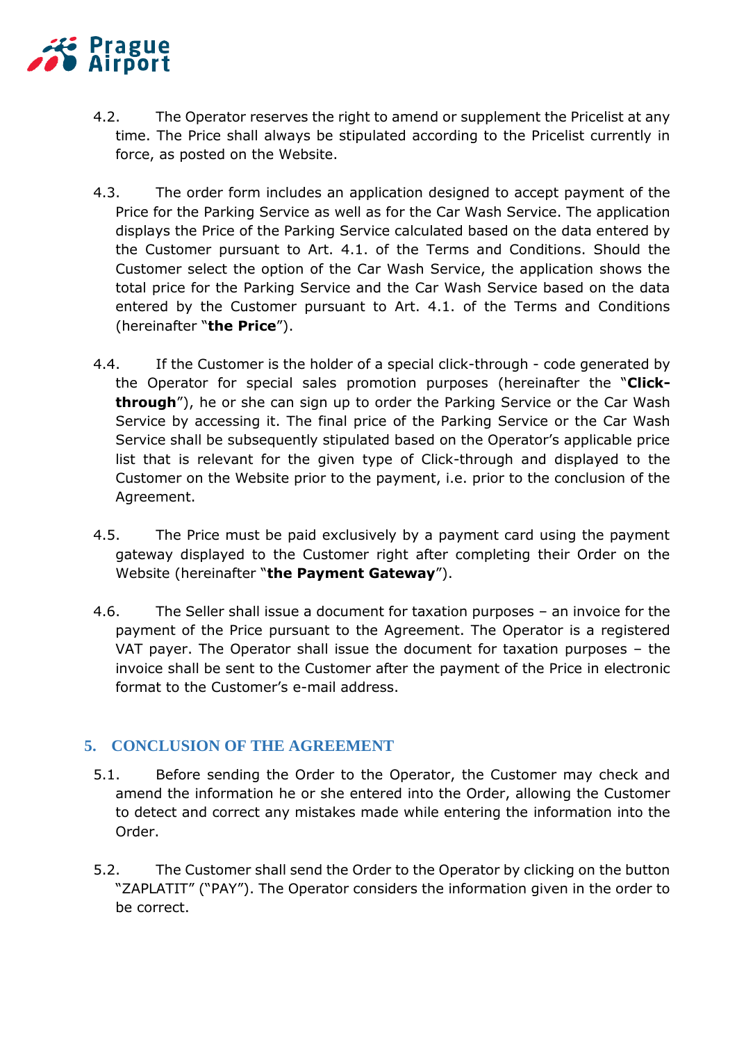4.2. The Operator reserves the right to amend or supplement the Pricelist at any time. The Price shall always be stipulated according to the Pricelist currently in force, as posted on the Website.

4.3. The order form includes an application designed to accept payment of the Price for the Parking Service as well as for the Car Wash Service. The application displays the Price of the Parking Service calculated based on the data entered by the Customer pursuant to Art. 4.1. of the Terms and Conditions. Should the Customer select the option of the Car Wash Service, the application shows the total price for the Parking Service and the Car Wash Service based on the data entered by the Customer pursuant to Art. 4.1. of the Terms and Conditions (hereinafter "**the Price**").

4.4. If the Customer is the holder of a special click-through - code generated by the Operator for special sales promotion purposes (hereinafter the "**Click-through**"), he or she can sign up to order the Parking Service or the Car Wash Service by accessing it. The final price of the Parking Service or the Car Wash Service shall be subsequently stipulated based on the Operator's applicable price list that is relevant for the given type of Click-through and displayed to the Customer on the Website prior to the payment, i.e. prior to the conclusion of the Agreement.

4.5. The Price must be paid exclusively by a payment card using the payment gateway displayed to the Customer right after completing their Order on the Website (hereinafter "**the Payment Gateway**").

4.6. The Seller shall issue a document for taxation purposes – an invoice for the payment of the Price pursuant to the Agreement. The Operator is a registered VAT payer. The Operator shall issue the document for taxation purposes – the invoice shall be sent to the Customer after the payment of the Price in electronic format to the Customer's e-mail address.

## 5. CONCLUSION OF THE AGREEMENT

5.1. Before sending the Order to the Operator, the Customer may check and amend the information he or she entered into the Order, allowing the Customer to detect and correct any mistakes made while entering the information into the Order.

5.2. The Customer shall send the Order to the Operator by clicking on the button "ZAPLATIT" ("PAY"). The Operator considers the information given in the order to be correct.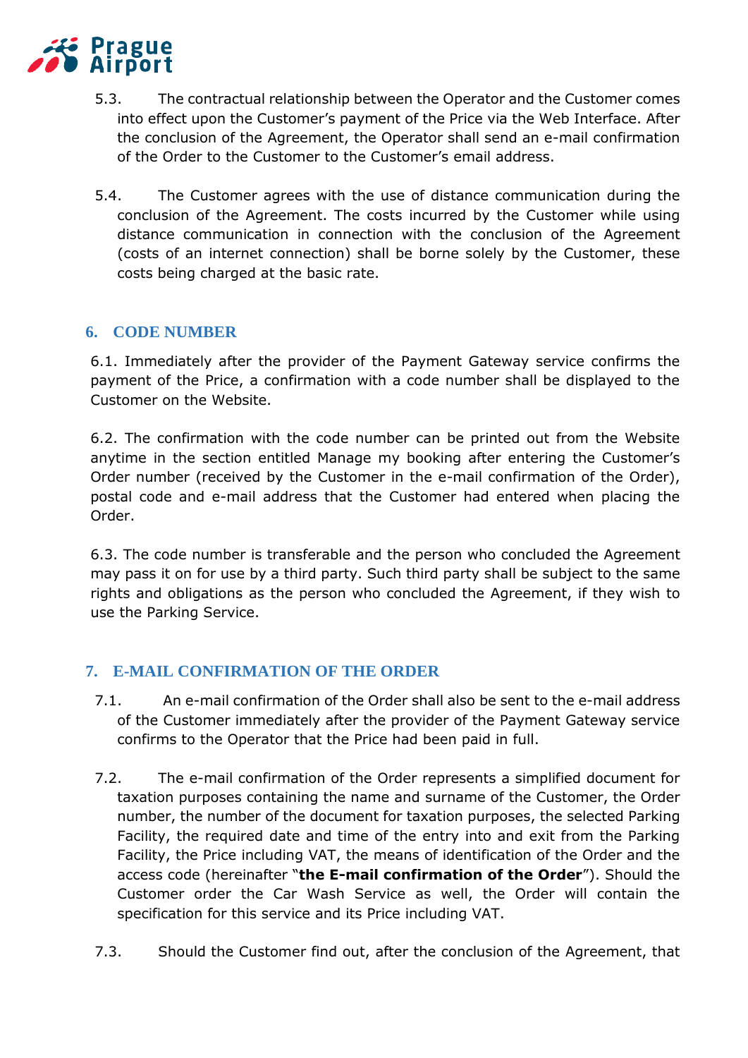5.3. The contractual relationship between the Operator and the Customer comes into effect upon the Customer's payment of the Price via the Web Interface. After the conclusion of the Agreement, the Operator shall send an e-mail confirmation of the Order to the Customer to the Customer's email address.

5.4. The Customer agrees with the use of distance communication during the conclusion of the Agreement. The costs incurred by the Customer while using distance communication in connection with the conclusion of the Agreement (costs of an internet connection) shall be borne solely by the Customer, these costs being charged at the basic rate.

## 6. CODE NUMBER

6.1. Immediately after the provider of the Payment Gateway service confirms the payment of the Price, a confirmation with a code number shall be displayed to the Customer on the Website.

6.2. The confirmation with the code number can be printed out from the Website anytime in the section entitled Manage my booking after entering the Customer's Order number (received by the Customer in the e-mail confirmation of the Order), postal code and e-mail address that the Customer had entered when placing the Order.

6.3. The code number is transferable and the person who concluded the Agreement may pass it on for use by a third party. Such third party shall be subject to the same rights and obligations as the person who concluded the Agreement, if they wish to use the Parking Service.

## 7. E-MAIL CONFIRMATION OF THE ORDER

7.1. An e-mail confirmation of the Order shall also be sent to the e-mail address of the Customer immediately after the provider of the Payment Gateway service confirms to the Operator that the Price had been paid in full.

7.2. The e-mail confirmation of the Order represents a simplified document for taxation purposes containing the name and surname of the Customer, the Order number, the number of the document for taxation purposes, the selected Parking Facility, the required date and time of the entry into and exit from the Parking Facility, the Price including VAT, the means of identification of the Order and the access code (hereinafter "**the E-mail confirmation of the Order**"). Should the Customer order the Car Wash Service as well, the Order will contain the specification for this service and its Price including VAT.

7.3. Should the Customer find out, after the conclusion of the Agreement, that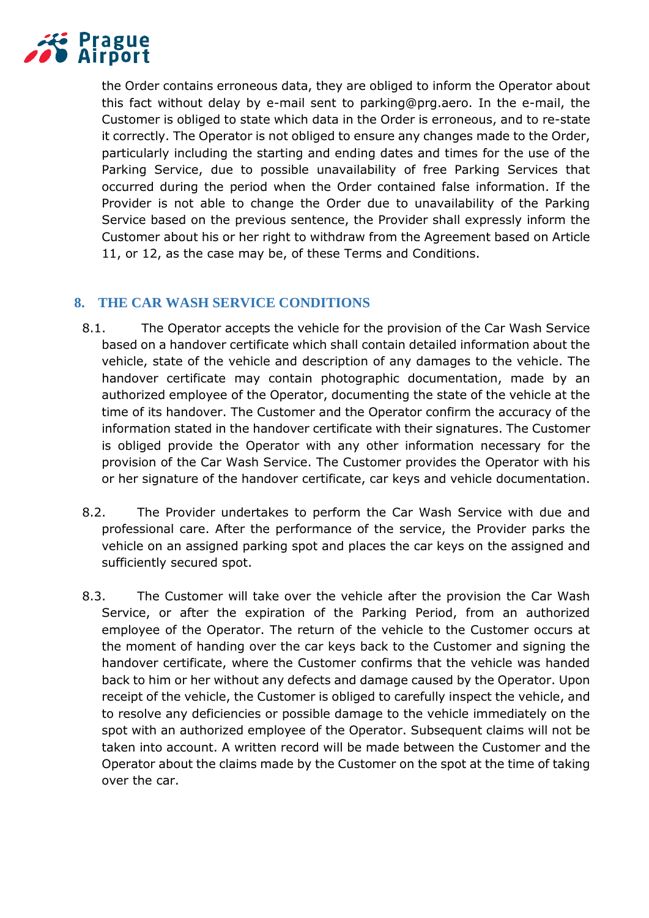the Order contains erroneous data, they are obliged to inform the Operator about this fact without delay by e-mail sent to parking@prg.aero. In the e-mail, the Customer is obliged to state which data in the Order is erroneous, and to re-state it correctly. The Operator is not obliged to ensure any changes made to the Order, particularly including the starting and ending dates and times for the use of the Parking Service, due to possible unavailability of free Parking Services that occurred during the period when the Order contained false information. If the Provider is not able to change the Order due to unavailability of the Parking Service based on the previous sentence, the Provider shall expressly inform the Customer about his or her right to withdraw from the Agreement based on Article 11, or 12, as the case may be, of these Terms and Conditions.

## 8. THE CAR WASH SERVICE CONDITIONS

8.1. The Operator accepts the vehicle for the provision of the Car Wash Service based on a handover certificate which shall contain detailed information about the vehicle, state of the vehicle and description of any damages to the vehicle. The handover certificate may contain photographic documentation, made by an authorized employee of the Operator, documenting the state of the vehicle at the time of its handover. The Customer and the Operator confirm the accuracy of the information stated in the handover certificate with their signatures. The Customer is obliged provide the Operator with any other information necessary for the provision of the Car Wash Service. The Customer provides the Operator with his or her signature of the handover certificate, car keys and vehicle documentation.

8.2. The Provider undertakes to perform the Car Wash Service with due and professional care. After the performance of the service, the Provider parks the vehicle on an assigned parking spot and places the car keys on the assigned and sufficiently secured spot.

8.3. The Customer will take over the vehicle after the provision the Car Wash Service, or after the expiration of the Parking Period, from an authorized employee of the Operator. The return of the vehicle to the Customer occurs at the moment of handing over the car keys back to the Customer and signing the handover certificate, where the Customer confirms that the vehicle was handed back to him or her without any defects and damage caused by the Operator. Upon receipt of the vehicle, the Customer is obliged to carefully inspect the vehicle, and to resolve any deficiencies or possible damage to the vehicle immediately on the spot with an authorized employee of the Operator. Subsequent claims will not be taken into account. A written record will be made between the Customer and the Operator about the claims made by the Customer on the spot at the time of taking over the car.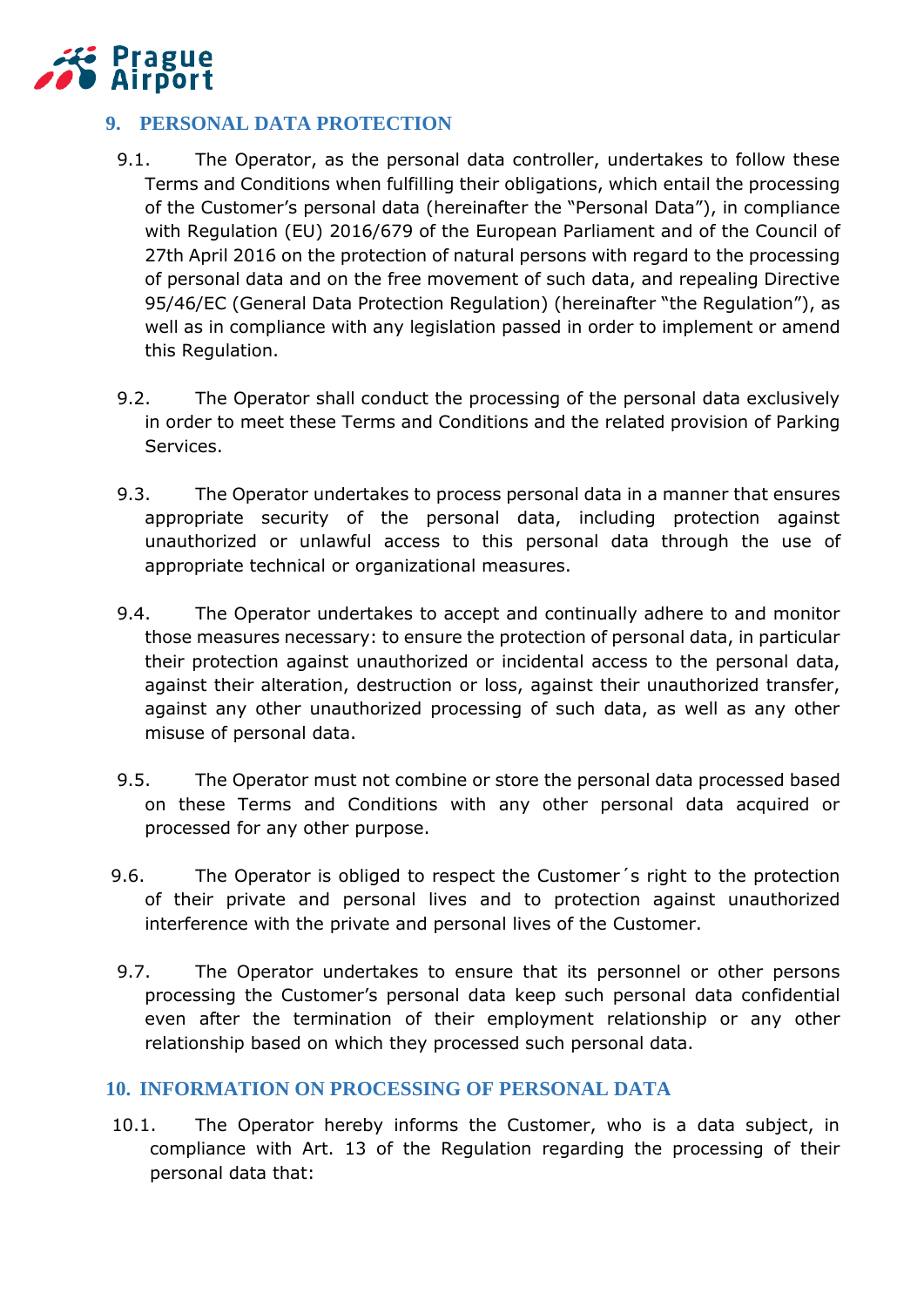## 9. PERSONAL DATA PROTECTION

9.1. The Operator, as the personal data controller, undertakes to follow these Terms and Conditions when fulfilling their obligations, which entail the processing of the Customer's personal data (hereinafter the "Personal Data"), in compliance with Regulation (EU) 2016/679 of the European Parliament and of the Council of 27th April 2016 on the protection of natural persons with regard to the processing of personal data and on the free movement of such data, and repealing Directive 95/46/EC (General Data Protection Regulation) (hereinafter "the Regulation"), as well as in compliance with any legislation passed in order to implement or amend this Regulation.

9.2. The Operator shall conduct the processing of the personal data exclusively in order to meet these Terms and Conditions and the related provision of Parking Services.

9.3. The Operator undertakes to process personal data in a manner that ensures appropriate security of the personal data, including protection against unauthorized or unlawful access to this personal data through the use of appropriate technical or organizational measures.

9.4. The Operator undertakes to accept and continually adhere to and monitor those measures necessary: to ensure the protection of personal data, in particular their protection against unauthorized or incidental access to the personal data, against their alteration, destruction or loss, against their unauthorized transfer, against any other unauthorized processing of such data, as well as any other misuse of personal data.

9.5. The Operator must not combine or store the personal data processed based on these Terms and Conditions with any other personal data acquired or processed for any other purpose.

9.6. The Operator is obliged to respect the Customer´s right to the protection of their private and personal lives and to protection against unauthorized interference with the private and personal lives of the Customer.

9.7. The Operator undertakes to ensure that its personnel or other persons processing the Customer's personal data keep such personal data confidential even after the termination of their employment relationship or any other relationship based on which they processed such personal data.

## 10. INFORMATION ON PROCESSING OF PERSONAL DATA

10.1. The Operator hereby informs the Customer, who is a data subject, in compliance with Art. 13 of the Regulation regarding the processing of their personal data that: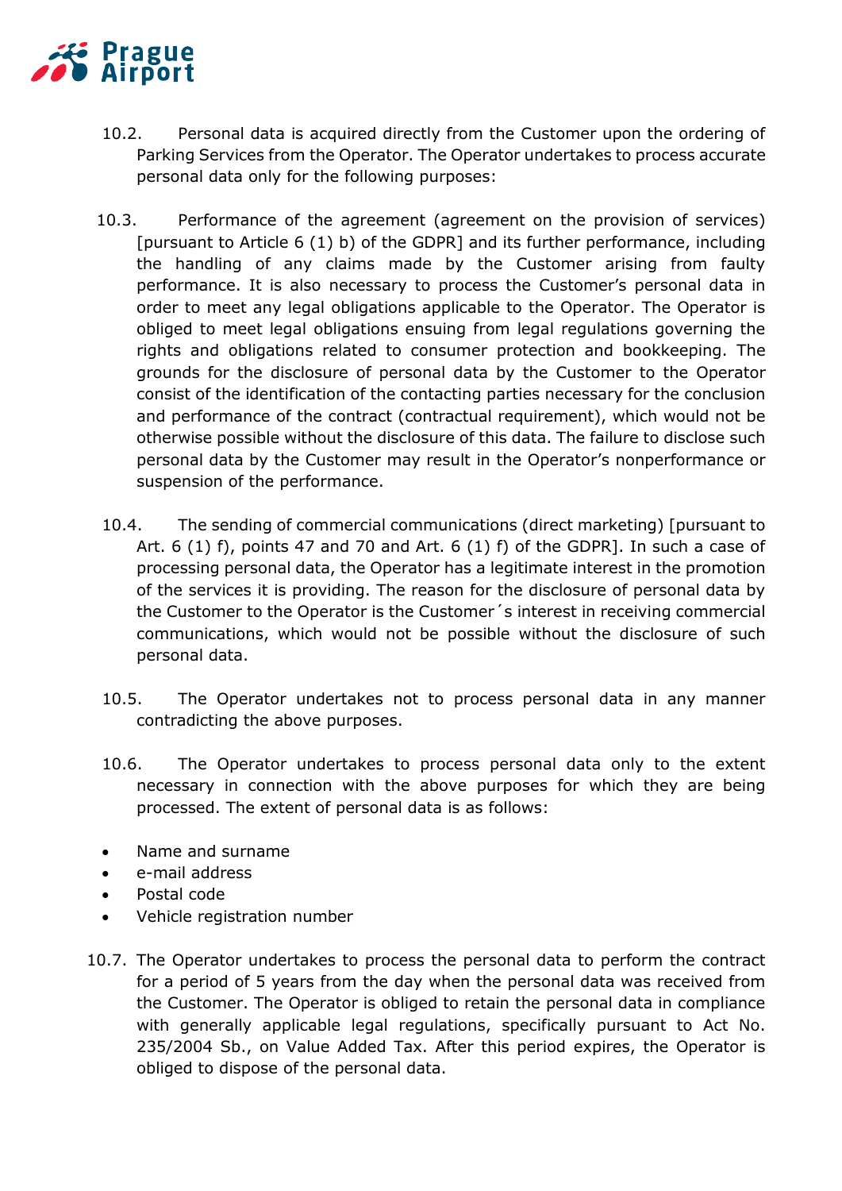10.2. Personal data is acquired directly from the Customer upon the ordering of Parking Services from the Operator. The Operator undertakes to process accurate personal data only for the following purposes:

10.3. Performance of the agreement (agreement on the provision of services) [pursuant to Article 6 (1) b) of the GDPR] and its further performance, including the handling of any claims made by the Customer arising from faulty performance. It is also necessary to process the Customer's personal data in order to meet any legal obligations applicable to the Operator. The Operator is obliged to meet legal obligations ensuing from legal regulations governing the rights and obligations related to consumer protection and bookkeeping. The grounds for the disclosure of personal data by the Customer to the Operator consist of the identification of the contacting parties necessary for the conclusion and performance of the contract (contractual requirement), which would not be otherwise possible without the disclosure of this data. The failure to disclose such personal data by the Customer may result in the Operator's nonperformance or suspension of the performance.

10.4. The sending of commercial communications (direct marketing) [pursuant to Art. 6 (1) f), points 47 and 70 and Art. 6 (1) f) of the GDPR]. In such a case of processing personal data, the Operator has a legitimate interest in the promotion of the services it is providing. The reason for the disclosure of personal data by the Customer to the Operator is the Customer´s interest in receiving commercial communications, which would not be possible without the disclosure of such personal data.

10.5. The Operator undertakes not to process personal data in any manner contradicting the above purposes.

10.6. The Operator undertakes to process personal data only to the extent necessary in connection with the above purposes for which they are being processed. The extent of personal data is as follows:

- Name and surname
- e-mail address
- Postal code
- Vehicle registration number

10.7. The Operator undertakes to process the personal data to perform the contract for a period of 5 years from the day when the personal data was received from the Customer. The Operator is obliged to retain the personal data in compliance with generally applicable legal regulations, specifically pursuant to Act No. 235/2004 Sb., on Value Added Tax. After this period expires, the Operator is obliged to dispose of the personal data.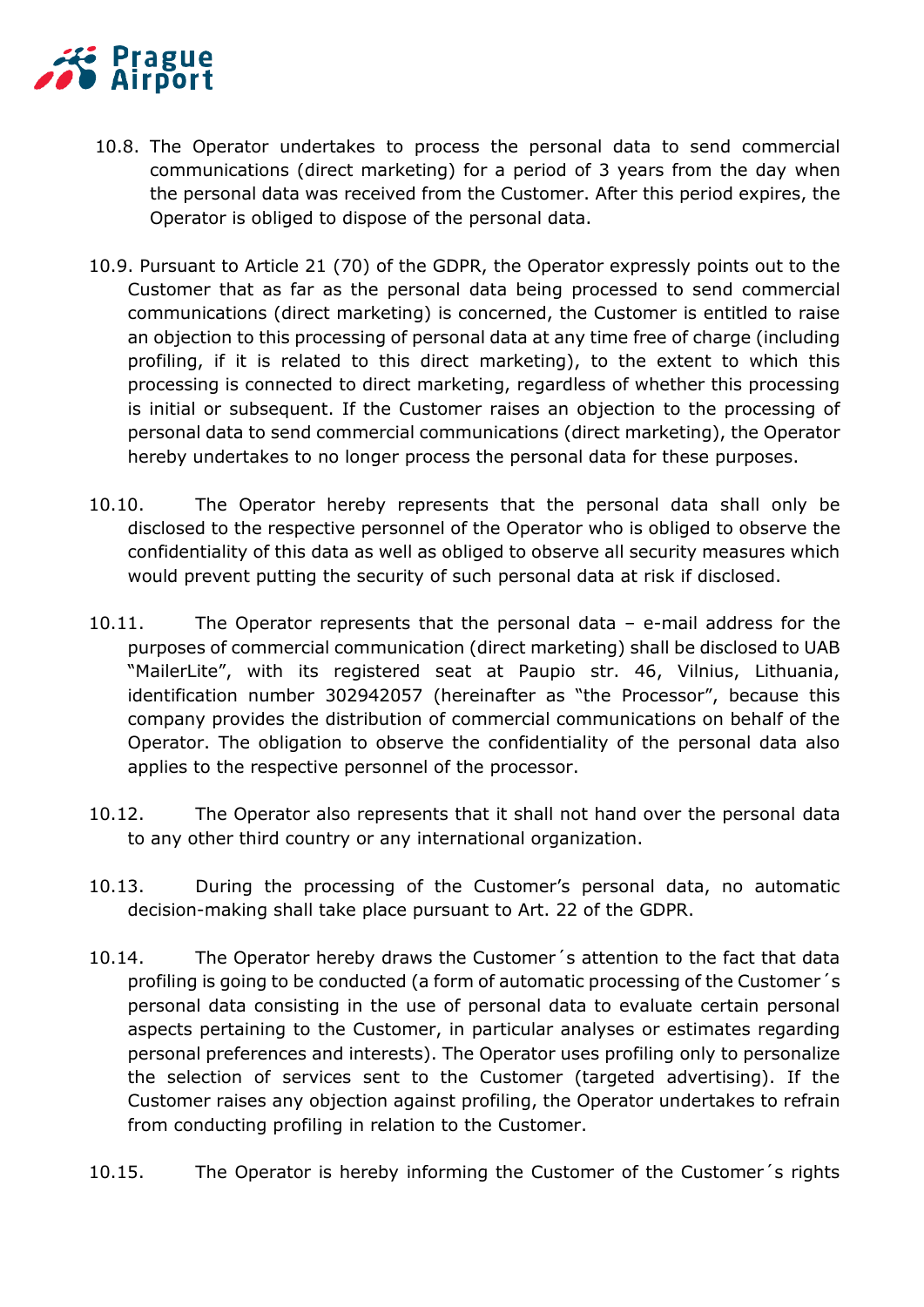10.8. The Operator undertakes to process the personal data to send commercial communications (direct marketing) for a period of 3 years from the day when the personal data was received from the Customer. After this period expires, the Operator is obliged to dispose of the personal data.

10.9. Pursuant to Article 21 (70) of the GDPR, the Operator expressly points out to the Customer that as far as the personal data being processed to send commercial communications (direct marketing) is concerned, the Customer is entitled to raise an objection to this processing of personal data at any time free of charge (including profiling, if it is related to this direct marketing), to the extent to which this processing is connected to direct marketing, regardless of whether this processing is initial or subsequent. If the Customer raises an objection to the processing of personal data to send commercial communications (direct marketing), the Operator hereby undertakes to no longer process the personal data for these purposes.

10.10. The Operator hereby represents that the personal data shall only be disclosed to the respective personnel of the Operator who is obliged to observe the confidentiality of this data as well as obliged to observe all security measures which would prevent putting the security of such personal data at risk if disclosed.

10.11. The Operator represents that the personal data – e-mail address for the purposes of commercial communication (direct marketing) shall be disclosed to UAB "MailerLite", with its registered seat at Paupio str. 46, Vilnius, Lithuania, identification number 302942057 (hereinafter as "the Processor", because this company provides the distribution of commercial communications on behalf of the Operator. The obligation to observe the confidentiality of the personal data also applies to the respective personnel of the processor.

10.12. The Operator also represents that it shall not hand over the personal data to any other third country or any international organization.

10.13. During the processing of the Customer's personal data, no automatic decision-making shall take place pursuant to Art. 22 of the GDPR.

10.14. The Operator hereby draws the Customer´s attention to the fact that data profiling is going to be conducted (a form of automatic processing of the Customer´s personal data consisting in the use of personal data to evaluate certain personal aspects pertaining to the Customer, in particular analyses or estimates regarding personal preferences and interests). The Operator uses profiling only to personalize the selection of services sent to the Customer (targeted advertising). If the Customer raises any objection against profiling, the Operator undertakes to refrain from conducting profiling in relation to the Customer.

10.15. The Operator is hereby informing the Customer of the Customer´s rights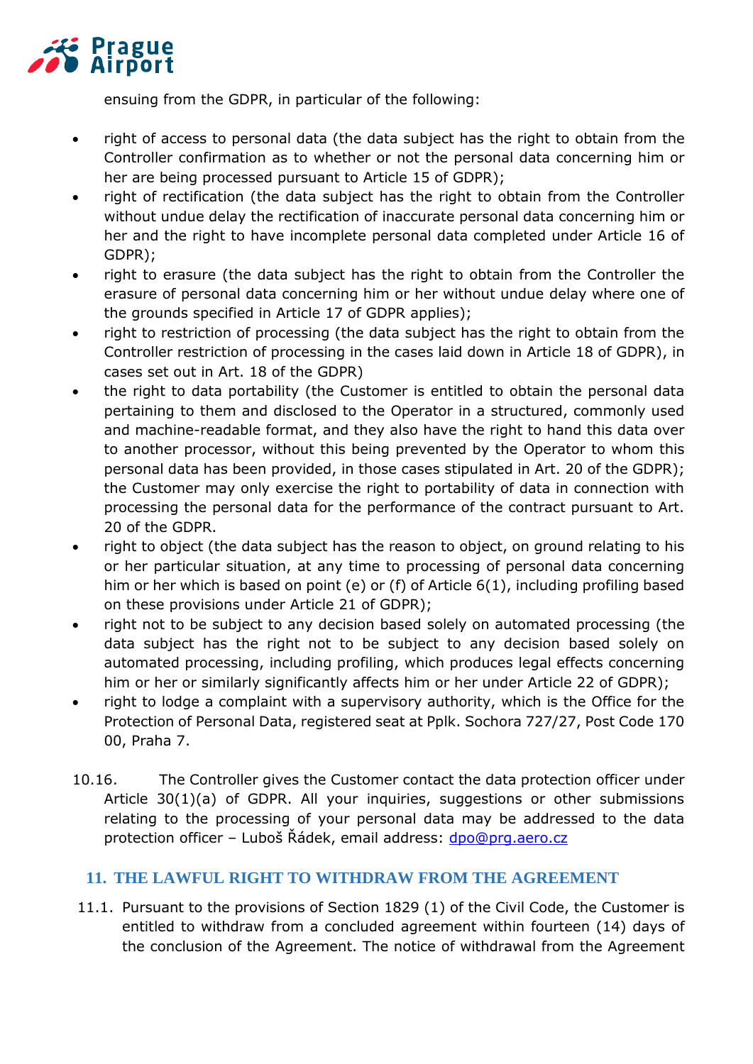ensuing from the GDPR, in particular of the following:

- right of access to personal data (the data subject has the right to obtain from the Controller confirmation as to whether or not the personal data concerning him or her are being processed pursuant to Article 15 of GDPR);
- right of rectification (the data subject has the right to obtain from the Controller without undue delay the rectification of inaccurate personal data concerning him or her and the right to have incomplete personal data completed under Article 16 of GDPR);
- right to erasure (the data subject has the right to obtain from the Controller the erasure of personal data concerning him or her without undue delay where one of the grounds specified in Article 17 of GDPR applies);
- right to restriction of processing (the data subject has the right to obtain from the Controller restriction of processing in the cases laid down in Article 18 of GDPR), in cases set out in Art. 18 of the GDPR)
- the right to data portability (the Customer is entitled to obtain the personal data pertaining to them and disclosed to the Operator in a structured, commonly used and machine-readable format, and they also have the right to hand this data over to another processor, without this being prevented by the Operator to whom this personal data has been provided, in those cases stipulated in Art. 20 of the GDPR); the Customer may only exercise the right to portability of data in connection with processing the personal data for the performance of the contract pursuant to Art. 20 of the GDPR.
- right to object (the data subject has the reason to object, on ground relating to his or her particular situation, at any time to processing of personal data concerning him or her which is based on point (e) or (f) of Article 6(1), including profiling based on these provisions under Article 21 of GDPR);
- right not to be subject to any decision based solely on automated processing (the data subject has the right not to be subject to any decision based solely on automated processing, including profiling, which produces legal effects concerning him or her or similarly significantly affects him or her under Article 22 of GDPR);
- right to lodge a complaint with a supervisory authority, which is the Office for the Protection of Personal Data, registered seat at Pplk. Sochora 727/27, Post Code 170 00, Praha 7.

10.16. The Controller gives the Customer contact the data protection officer under Article 30(1)(a) of GDPR. All your inquiries, suggestions or other submissions relating to the processing of your personal data may be addressed to the data protection officer – Luboš Řádek, email address: dpo@prg.aero.cz

## 11. THE LAWFUL RIGHT TO WITHDRAW FROM THE AGREEMENT

11.1. Pursuant to the provisions of Section 1829 (1) of the Civil Code, the Customer is entitled to withdraw from a concluded agreement within fourteen (14) days of the conclusion of the Agreement. The notice of withdrawal from the Agreement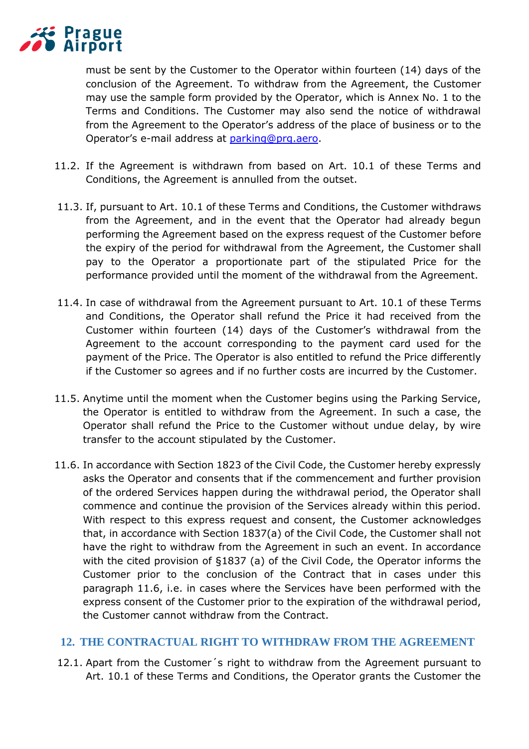must be sent by the Customer to the Operator within fourteen (14) days of the conclusion of the Agreement. To withdraw from the Agreement, the Customer may use the sample form provided by the Operator, which is Annex No. 1 to the Terms and Conditions. The Customer may also send the notice of withdrawal from the Agreement to the Operator's address of the place of business or to the Operator's e-mail address at parking@prg.aero.

11.2. If the Agreement is withdrawn from based on Art. 10.1 of these Terms and Conditions, the Agreement is annulled from the outset.

11.3. If, pursuant to Art. 10.1 of these Terms and Conditions, the Customer withdraws from the Agreement, and in the event that the Operator had already begun performing the Agreement based on the express request of the Customer before the expiry of the period for withdrawal from the Agreement, the Customer shall pay to the Operator a proportionate part of the stipulated Price for the performance provided until the moment of the withdrawal from the Agreement.

11.4. In case of withdrawal from the Agreement pursuant to Art. 10.1 of these Terms and Conditions, the Operator shall refund the Price it had received from the Customer within fourteen (14) days of the Customer's withdrawal from the Agreement to the account corresponding to the payment card used for the payment of the Price. The Operator is also entitled to refund the Price differently if the Customer so agrees and if no further costs are incurred by the Customer.

11.5. Anytime until the moment when the Customer begins using the Parking Service, the Operator is entitled to withdraw from the Agreement. In such a case, the Operator shall refund the Price to the Customer without undue delay, by wire transfer to the account stipulated by the Customer.

11.6. In accordance with Section 1823 of the Civil Code, the Customer hereby expressly asks the Operator and consents that if the commencement and further provision of the ordered Services happen during the withdrawal period, the Operator shall commence and continue the provision of the Services already within this period. With respect to this express request and consent, the Customer acknowledges that, in accordance with Section 1837(a) of the Civil Code, the Customer shall not have the right to withdraw from the Agreement in such an event. In accordance with the cited provision of §1837 (a) of the Civil Code, the Operator informs the Customer prior to the conclusion of the Contract that in cases under this paragraph 11.6, i.e. in cases where the Services have been performed with the express consent of the Customer prior to the expiration of the withdrawal period, the Customer cannot withdraw from the Contract.

## 12. THE CONTRACTUAL RIGHT TO WITHDRAW FROM THE AGREEMENT

12.1. Apart from the Customer´s right to withdraw from the Agreement pursuant to Art. 10.1 of these Terms and Conditions, the Operator grants the Customer the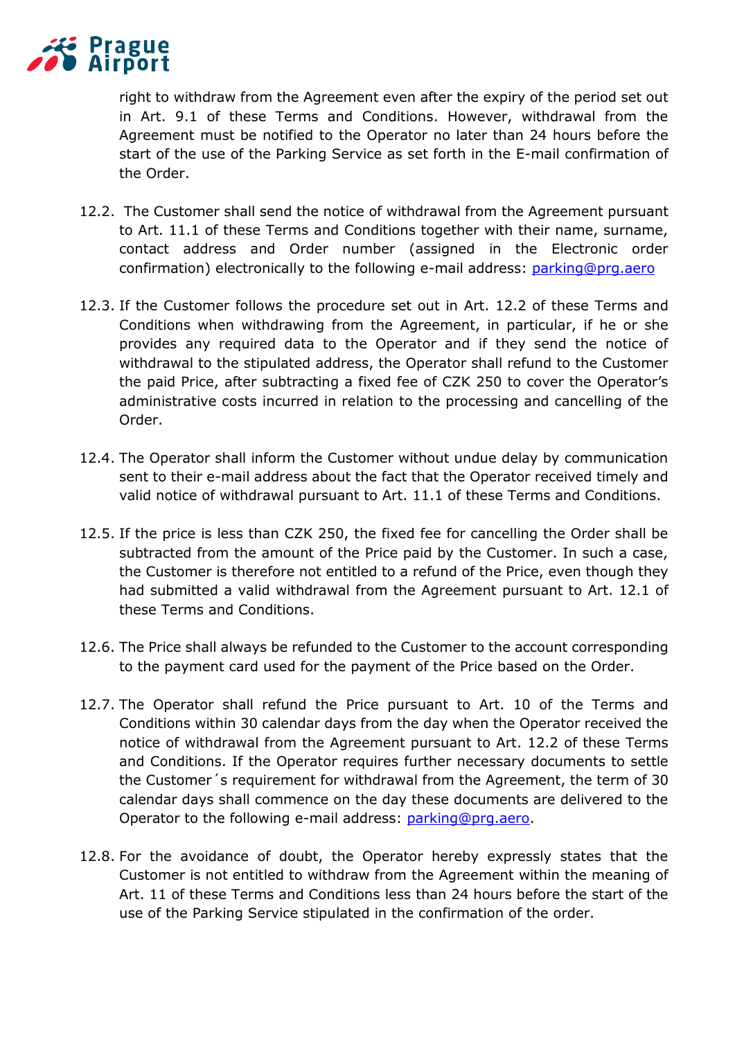right to withdraw from the Agreement even after the expiry of the period set out in Art. 9.1 of these Terms and Conditions. However, withdrawal from the Agreement must be notified to the Operator no later than 24 hours before the start of the use of the Parking Service as set forth in the E-mail confirmation of the Order.

12.2. The Customer shall send the notice of withdrawal from the Agreement pursuant to Art. 11.1 of these Terms and Conditions together with their name, surname, contact address and Order number (assigned in the Electronic order confirmation) electronically to the following e-mail address: parking@prg.aero

12.3. If the Customer follows the procedure set out in Art. 12.2 of these Terms and Conditions when withdrawing from the Agreement, in particular, if he or she provides any required data to the Operator and if they send the notice of withdrawal to the stipulated address, the Operator shall refund to the Customer the paid Price, after subtracting a fixed fee of CZK 250 to cover the Operator's administrative costs incurred in relation to the processing and cancelling of the Order.

12.4. The Operator shall inform the Customer without undue delay by communication sent to their e-mail address about the fact that the Operator received timely and valid notice of withdrawal pursuant to Art. 11.1 of these Terms and Conditions.

12.5. If the price is less than CZK 250, the fixed fee for cancelling the Order shall be subtracted from the amount of the Price paid by the Customer. In such a case, the Customer is therefore not entitled to a refund of the Price, even though they had submitted a valid withdrawal from the Agreement pursuant to Art. 12.1 of these Terms and Conditions.

12.6. The Price shall always be refunded to the Customer to the account corresponding to the payment card used for the payment of the Price based on the Order.

12.7. The Operator shall refund the Price pursuant to Art. 10 of the Terms and Conditions within 30 calendar days from the day when the Operator received the notice of withdrawal from the Agreement pursuant to Art. 12.2 of these Terms and Conditions. If the Operator requires further necessary documents to settle the Customer´s requirement for withdrawal from the Agreement, the term of 30 calendar days shall commence on the day these documents are delivered to the Operator to the following e-mail address: parking@prg.aero.

12.8. For the avoidance of doubt, the Operator hereby expressly states that the Customer is not entitled to withdraw from the Agreement within the meaning of Art. 11 of these Terms and Conditions less than 24 hours before the start of the use of the Parking Service stipulated in the confirmation of the order.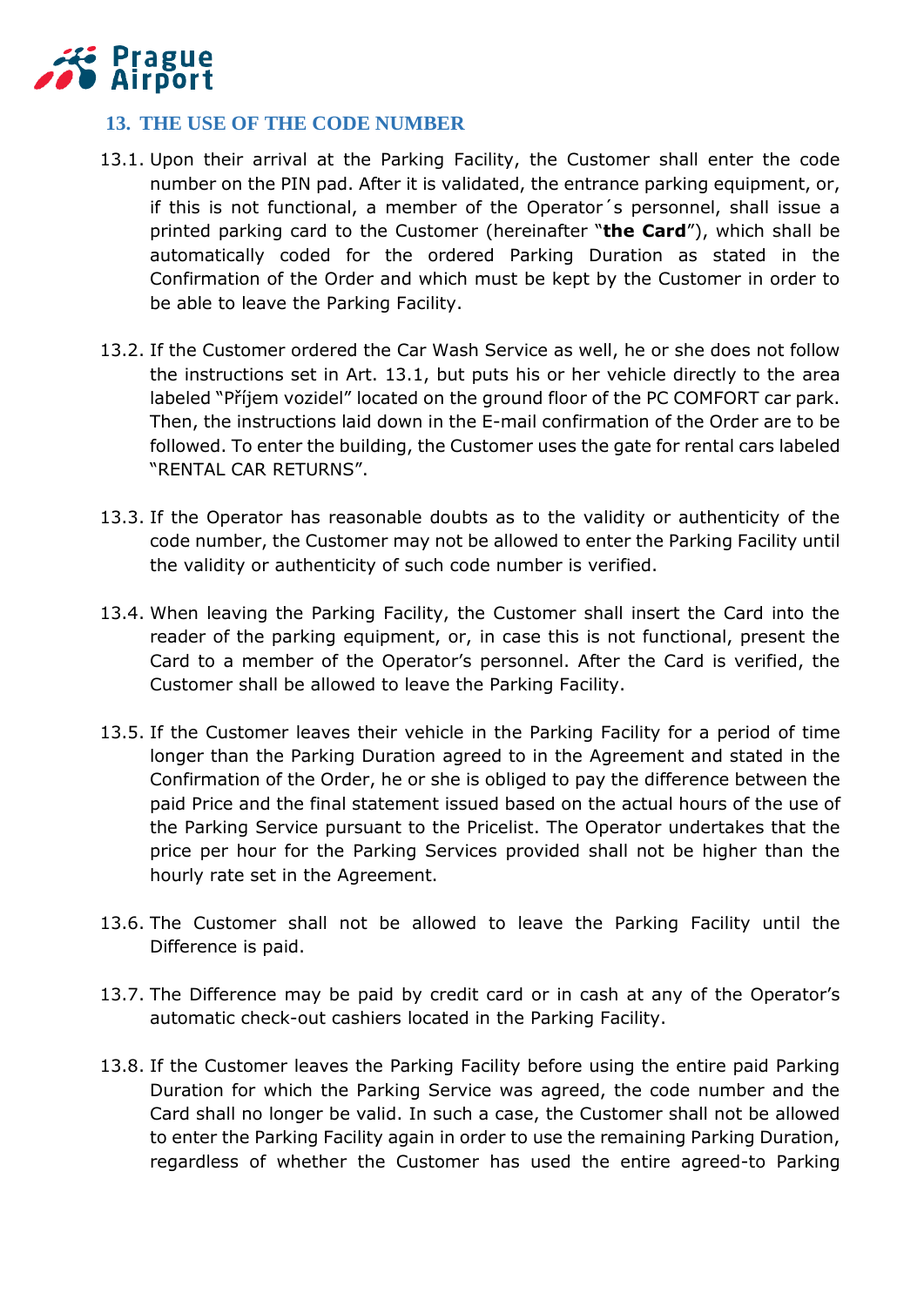## 13. THE USE OF THE CODE NUMBER

13.1. Upon their arrival at the Parking Facility, the Customer shall enter the code number on the PIN pad. After it is validated, the entrance parking equipment, or, if this is not functional, a member of the Operator´s personnel, shall issue a printed parking card to the Customer (hereinafter "**the Card**"), which shall be automatically coded for the ordered Parking Duration as stated in the Confirmation of the Order and which must be kept by the Customer in order to be able to leave the Parking Facility.

13.2. If the Customer ordered the Car Wash Service as well, he or she does not follow the instructions set in Art. 13.1, but puts his or her vehicle directly to the area labeled "Příjem vozidel" located on the ground floor of the PC COMFORT car park. Then, the instructions laid down in the E-mail confirmation of the Order are to be followed. To enter the building, the Customer uses the gate for rental cars labeled "RENTAL CAR RETURNS".

13.3. If the Operator has reasonable doubts as to the validity or authenticity of the code number, the Customer may not be allowed to enter the Parking Facility until the validity or authenticity of such code number is verified.

13.4. When leaving the Parking Facility, the Customer shall insert the Card into the reader of the parking equipment, or, in case this is not functional, present the Card to a member of the Operator's personnel. After the Card is verified, the Customer shall be allowed to leave the Parking Facility.

13.5. If the Customer leaves their vehicle in the Parking Facility for a period of time longer than the Parking Duration agreed to in the Agreement and stated in the Confirmation of the Order, he or she is obliged to pay the difference between the paid Price and the final statement issued based on the actual hours of the use of the Parking Service pursuant to the Pricelist. The Operator undertakes that the price per hour for the Parking Services provided shall not be higher than the hourly rate set in the Agreement.

13.6. The Customer shall not be allowed to leave the Parking Facility until the Difference is paid.

13.7. The Difference may be paid by credit card or in cash at any of the Operator's automatic check-out cashiers located in the Parking Facility.

13.8. If the Customer leaves the Parking Facility before using the entire paid Parking Duration for which the Parking Service was agreed, the code number and the Card shall no longer be valid. In such a case, the Customer shall not be allowed to enter the Parking Facility again in order to use the remaining Parking Duration, regardless of whether the Customer has used the entire agreed-to Parking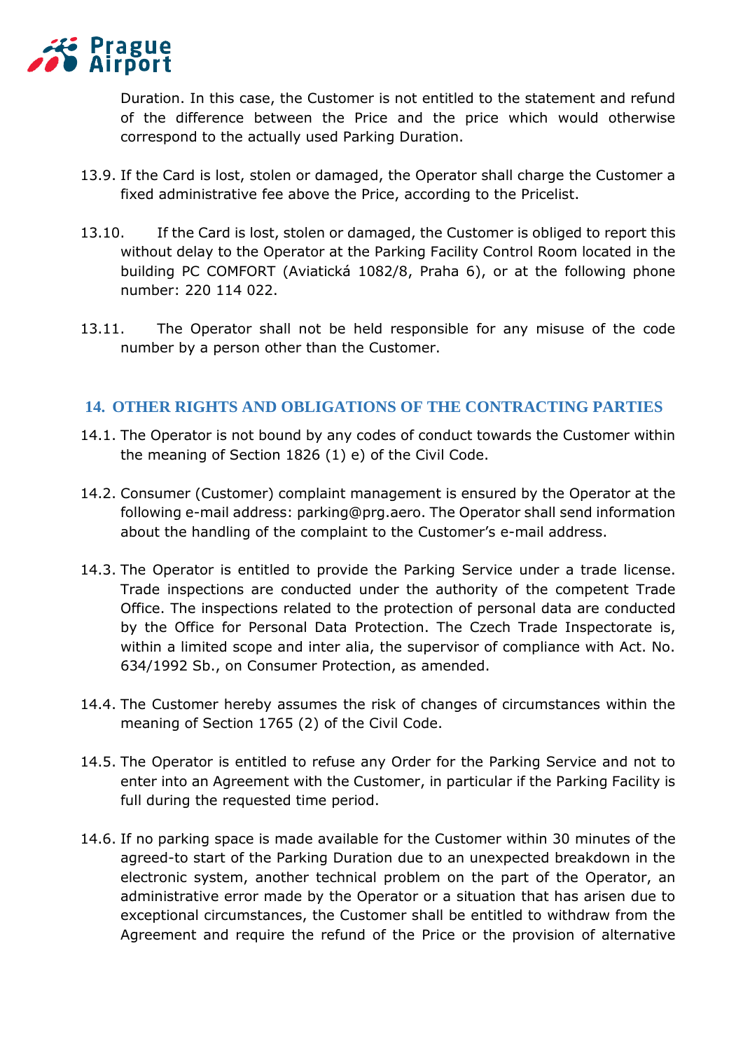Duration. In this case, the Customer is not entitled to the statement and refund of the difference between the Price and the price which would otherwise correspond to the actually used Parking Duration.

13.9. If the Card is lost, stolen or damaged, the Operator shall charge the Customer a fixed administrative fee above the Price, according to the Pricelist.

13.10. If the Card is lost, stolen or damaged, the Customer is obliged to report this without delay to the Operator at the Parking Facility Control Room located in the building PC COMFORT (Aviatická 1082/8, Praha 6), or at the following phone number: 220 114 022.

13.11. The Operator shall not be held responsible for any misuse of the code number by a person other than the Customer.

## 14. OTHER RIGHTS AND OBLIGATIONS OF THE CONTRACTING PARTIES

14.1. The Operator is not bound by any codes of conduct towards the Customer within the meaning of Section 1826 (1) e) of the Civil Code.

14.2. Consumer (Customer) complaint management is ensured by the Operator at the following e-mail address: parking@prg.aero. The Operator shall send information about the handling of the complaint to the Customer's e-mail address.

14.3. The Operator is entitled to provide the Parking Service under a trade license. Trade inspections are conducted under the authority of the competent Trade Office. The inspections related to the protection of personal data are conducted by the Office for Personal Data Protection. The Czech Trade Inspectorate is, within a limited scope and inter alia, the supervisor of compliance with Act. No. 634/1992 Sb., on Consumer Protection, as amended.

14.4. The Customer hereby assumes the risk of changes of circumstances within the meaning of Section 1765 (2) of the Civil Code.

14.5. The Operator is entitled to refuse any Order for the Parking Service and not to enter into an Agreement with the Customer, in particular if the Parking Facility is full during the requested time period.

14.6. If no parking space is made available for the Customer within 30 minutes of the agreed-to start of the Parking Duration due to an unexpected breakdown in the electronic system, another technical problem on the part of the Operator, an administrative error made by the Operator or a situation that has arisen due to exceptional circumstances, the Customer shall be entitled to withdraw from the Agreement and require the refund of the Price or the provision of alternative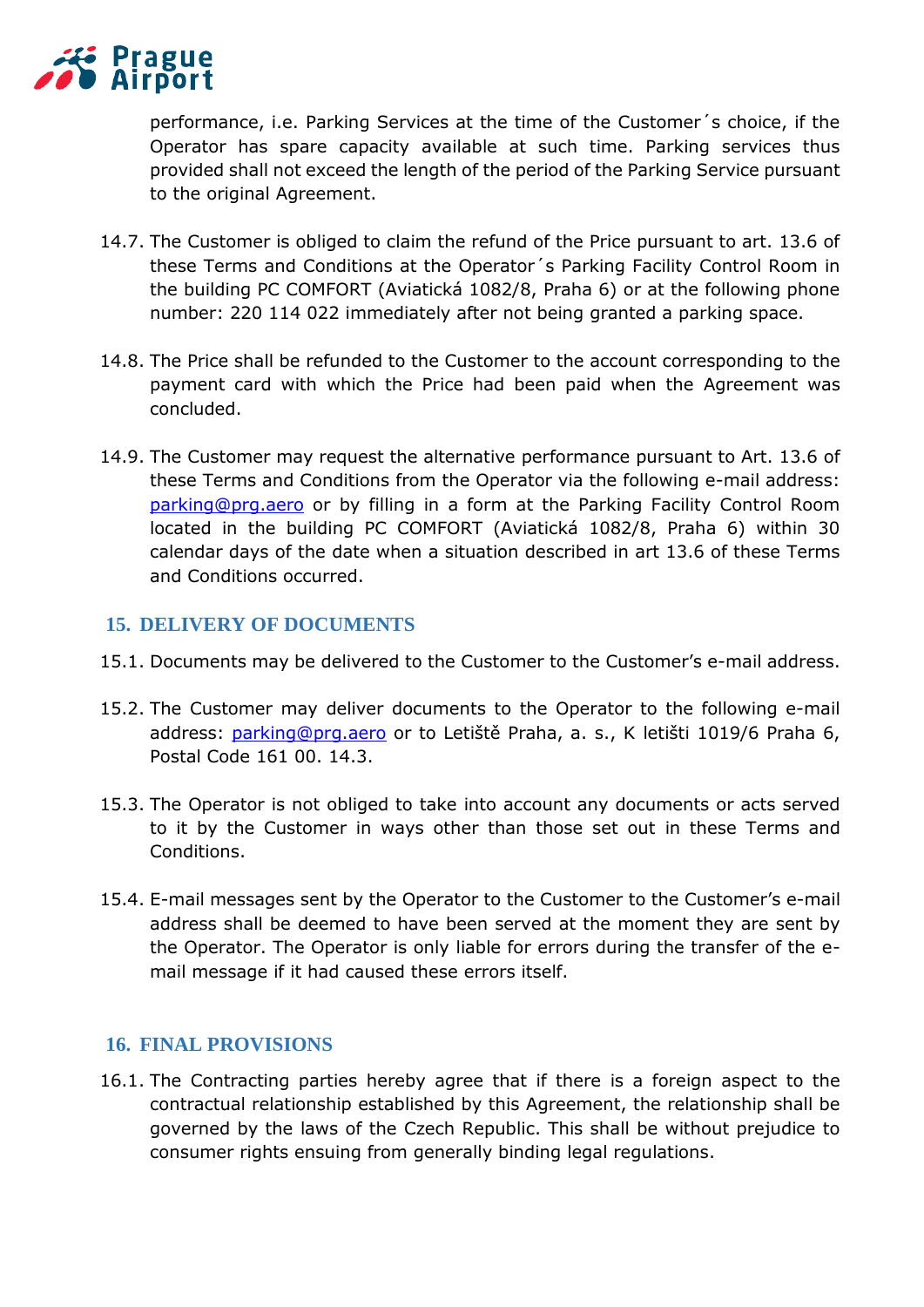performance, i.e. Parking Services at the time of the Customer´s choice, if the Operator has spare capacity available at such time. Parking services thus provided shall not exceed the length of the period of the Parking Service pursuant to the original Agreement.

14.7. The Customer is obliged to claim the refund of the Price pursuant to art. 13.6 of these Terms and Conditions at the Operator´s Parking Facility Control Room in the building PC COMFORT (Aviatická 1082/8, Praha 6) or at the following phone number: 220 114 022 immediately after not being granted a parking space.

14.8. The Price shall be refunded to the Customer to the account corresponding to the payment card with which the Price had been paid when the Agreement was concluded.

14.9. The Customer may request the alternative performance pursuant to Art. 13.6 of these Terms and Conditions from the Operator via the following e-mail address: parking@prg.aero or by filling in a form at the Parking Facility Control Room located in the building PC COMFORT (Aviatická 1082/8, Praha 6) within 30 calendar days of the date when a situation described in art 13.6 of these Terms and Conditions occurred.

## 15. DELIVERY OF DOCUMENTS

15.1. Documents may be delivered to the Customer to the Customer's e-mail address.

15.2. The Customer may deliver documents to the Operator to the following e-mail address: parking@prg.aero or to Letiště Praha, a. s., K letišti 1019/6 Praha 6, Postal Code 161 00. 14.3.

15.3. The Operator is not obliged to take into account any documents or acts served to it by the Customer in ways other than those set out in these Terms and Conditions.

15.4. E-mail messages sent by the Operator to the Customer to the Customer's e-mail address shall be deemed to have been served at the moment they are sent by the Operator. The Operator is only liable for errors during the transfer of the e-mail message if it had caused these errors itself.

## 16. FINAL PROVISIONS

16.1. The Contracting parties hereby agree that if there is a foreign aspect to the contractual relationship established by this Agreement, the relationship shall be governed by the laws of the Czech Republic. This shall be without prejudice to consumer rights ensuing from generally binding legal regulations.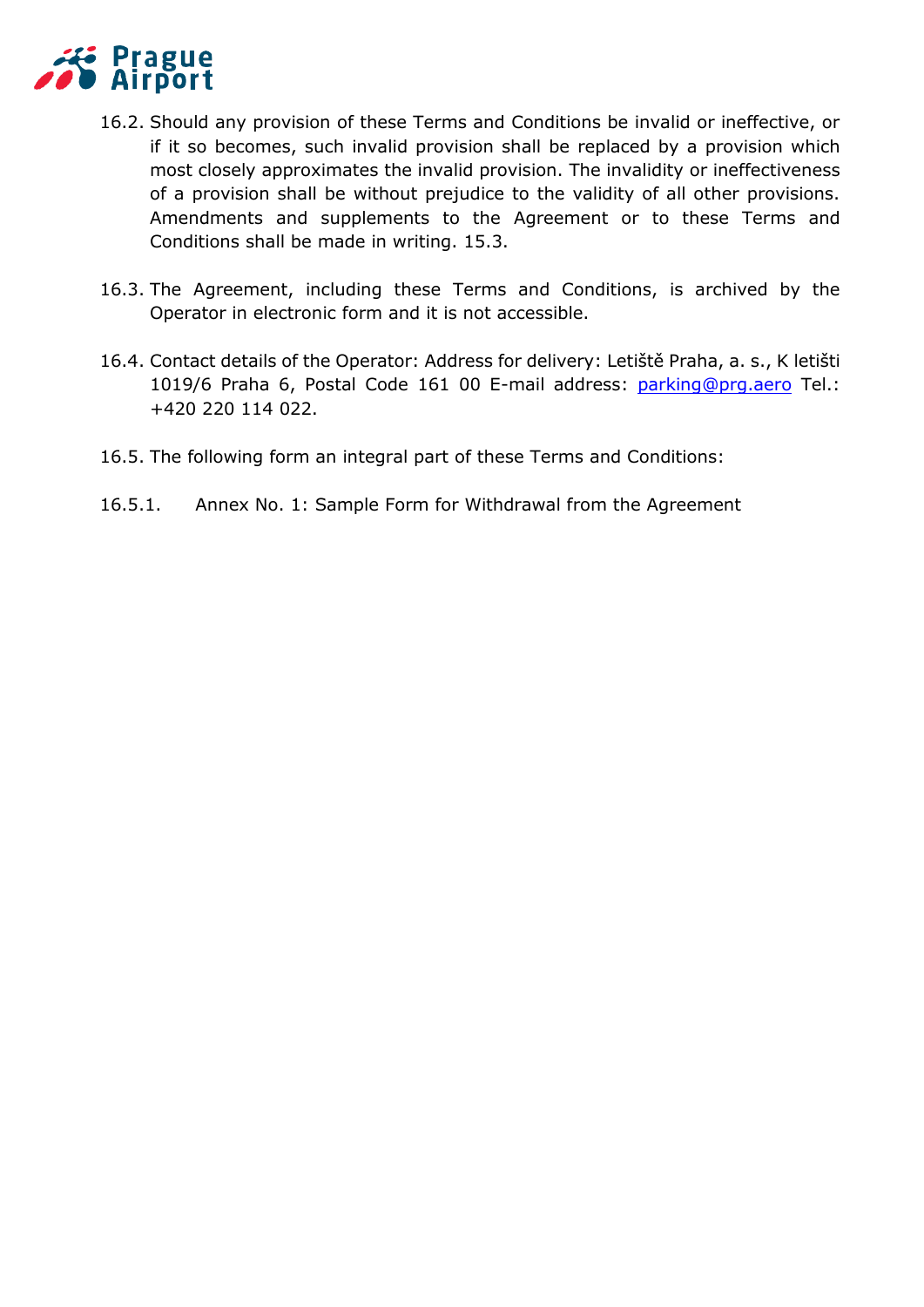16.2. Should any provision of these Terms and Conditions be invalid or ineffective, or if it so becomes, such invalid provision shall be replaced by a provision which most closely approximates the invalid provision. The invalidity or ineffectiveness of a provision shall be without prejudice to the validity of all other provisions. Amendments and supplements to the Agreement or to these Terms and Conditions shall be made in writing. 15.3.

16.3. The Agreement, including these Terms and Conditions, is archived by the Operator in electronic form and it is not accessible.

16.4. Contact details of the Operator: Address for delivery: Letiště Praha, a. s., K letišti 1019/6 Praha 6, Postal Code 161 00 E-mail address: parking@prg.aero Tel.: +420 220 114 022.

16.5. The following form an integral part of these Terms and Conditions:

16.5.1. Annex No. 1: Sample Form for Withdrawal from the Agreement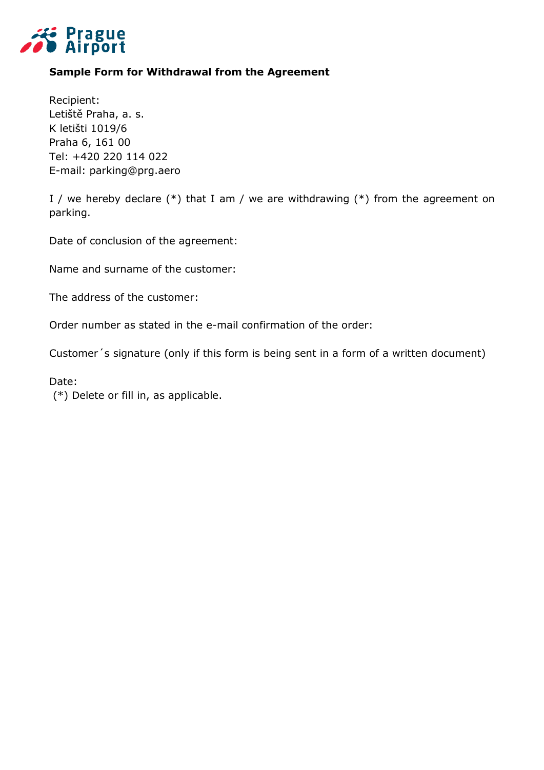**Sample Form for Withdrawal from the Agreement**

Recipient:
Letiště Praha, a. s.
K letišti 1019/6
Praha 6, 161 00
Tel: +420 220 114 022
E-mail: parking@prg.aero

I / we hereby declare (*) that I am / we are withdrawing (*) from the agreement on parking.

Date of conclusion of the agreement:

Name and surname of the customer:

The address of the customer:

Order number as stated in the e-mail confirmation of the order:

Customer´s signature (only if this form is being sent in a form of a written document)

Date:

(*) Delete or fill in, as applicable.